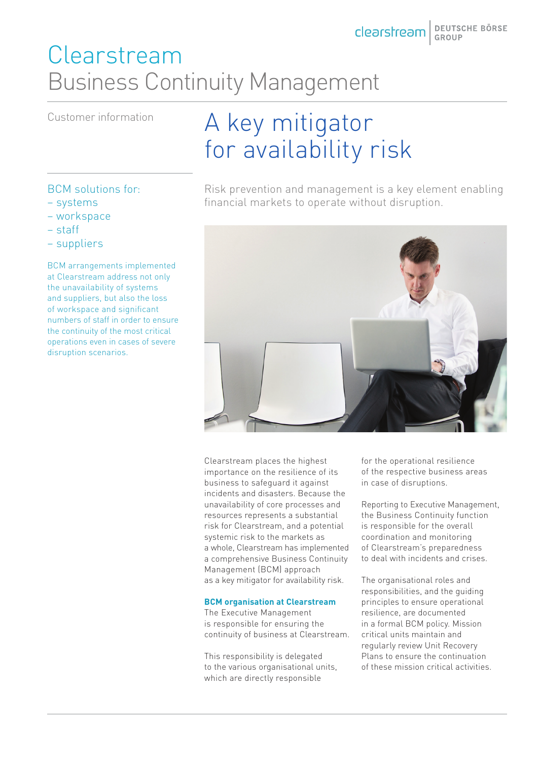# Clearstream
# Business Continuity Management

Customer information

## A key mitigator for availability risk

BCM solutions for:
- systems
- workspace
- staff
- suppliers

BCM arrangements implemented at Clearstream address not only the unavailability of systems and suppliers, but also the loss of workspace and significant numbers of staff in order to ensure the continuity of the most critical operations even in cases of severe disruption scenarios.

Risk prevention and management is a key element enabling financial markets to operate without disruption.

Clearstream places the highest importance on the resilience of its business to safeguard it against incidents and disasters. Because the unavailability of core processes and resources represents a substantial risk for Clearstream, and a potential systemic risk to the markets as a whole, Clearstream has implemented a comprehensive Business Continuity Management (BCM) approach as a key mitigator for availability risk.

**BCM organisation at Clearstream**

The Executive Management is responsible for ensuring the continuity of business at Clearstream.

This responsibility is delegated to the various organisational units, which are directly responsible for the operational resilience of the respective business areas in case of disruptions.

Reporting to Executive Management, the Business Continuity function is responsible for the overall coordination and monitoring of Clearstream's preparedness to deal with incidents and crises.

The organisational roles and responsibilities, and the guiding principles to ensure operational resilience, are documented in a formal BCM policy. Mission critical units maintain and regularly review Unit Recovery Plans to ensure the continuation of these mission critical activities.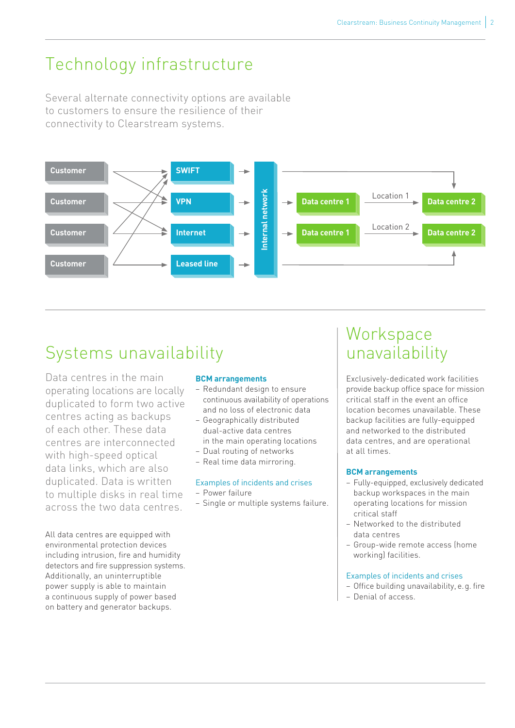# Technology infrastructure

Several alternate connectivity options are available to customers to ensure the resilience of their connectivity to Clearstream systems.

Customer

Customer

Customer

Customer

SWIFT

VPN

Internet

Leased line

Internal network

Data centre 1

Data centre 1

Location 1

Location 2

Data centre 2

Data centre 2

## Systems unavailability

Data centres in the main operating locations are locally duplicated to form two active centres acting as backups of each other. These data centres are interconnected with high-speed optical data links, which are also duplicated. Data is written to multiple disks in real time across the two data centres.

All data centres are equipped with environmental protection devices including intrusion, fire and humidity detectors and fire suppression systems. Additionally, an uninterruptible power supply is able to maintain a continuous supply of power based on battery and generator backups.

**BCM arrangements**

- Redundant design to ensure continuous availability of operations and no loss of electronic data
- Geographically distributed dual-active data centres in the main operating locations
- Dual routing of networks
- Real time data mirroring.

Examples of incidents and crises

- Power failure
- Single or multiple systems failure.

## Workspace unavailability

Exclusively-dedicated work facilities provide backup office space for mission critical staff in the event an office location becomes unavailable. These backup facilities are fully-equipped and networked to the distributed data centres, and are operational at all times.

**BCM arrangements**

- Fully-equipped, exclusively dedicated backup workspaces in the main operating locations for mission critical staff
- Networked to the distributed data centres
- Group-wide remote access (home working) facilities.

Examples of incidents and crises

- Office building unavailability, e. g. fire
- Denial of access.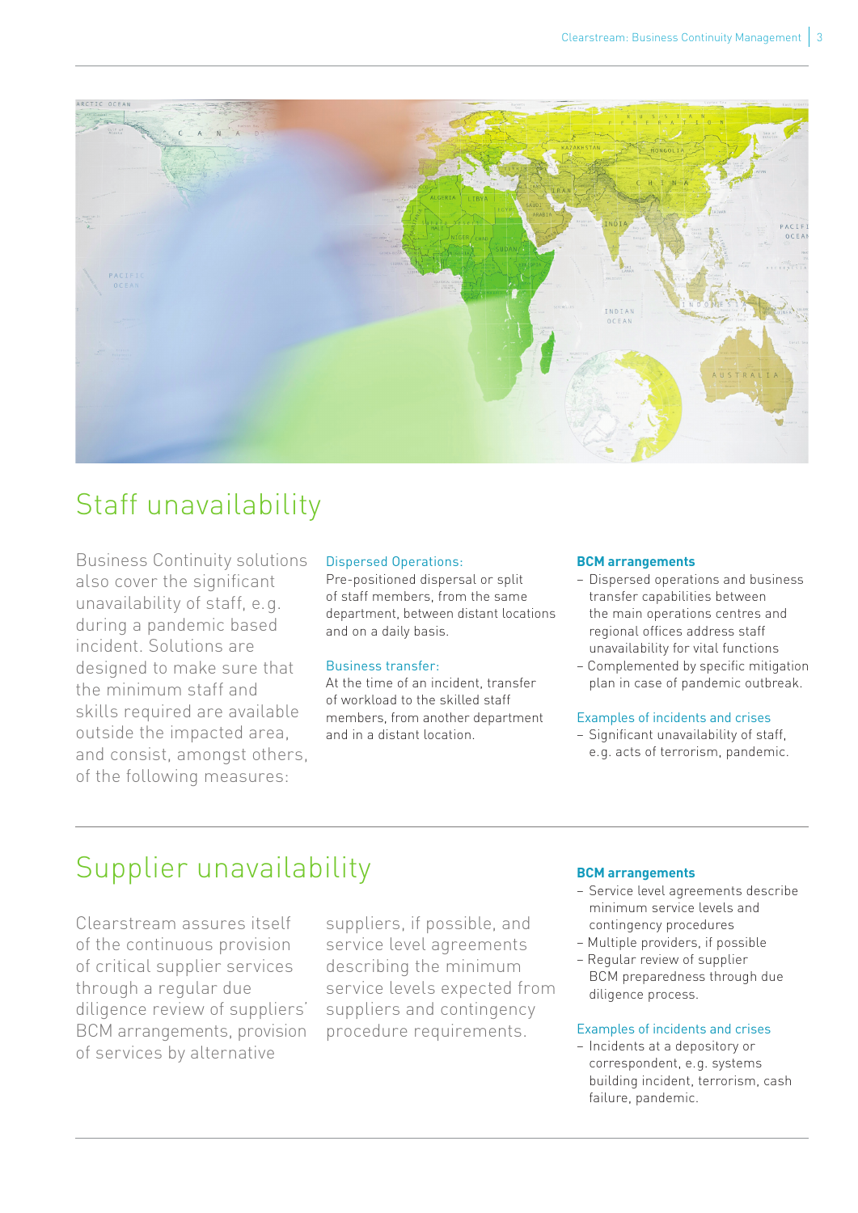## Staff unavailability

Business Continuity solutions also cover the significant unavailability of staff, e.g. during a pandemic based incident. Solutions are designed to make sure that the minimum staff and skills required are available outside the impacted area, and consist, amongst others, of the following measures:

Dispersed Operations:
Pre-positioned dispersal or split of staff members, from the same department, between distant locations and on a daily basis.

Business transfer:
At the time of an incident, transfer of workload to the skilled staff members, from another department and in a distant location.

**BCM arrangements**

- Dispersed operations and business transfer capabilities between the main operations centres and regional offices address staff unavailability for vital functions
- Complemented by specific mitigation plan in case of pandemic outbreak.

Examples of incidents and crises

- Significant unavailability of staff, e.g. acts of terrorism, pandemic.

## Supplier unavailability

Clearstream assures itself of the continuous provision of critical supplier services through a regular due diligence review of suppliers' BCM arrangements, provision of services by alternative suppliers, if possible, and service level agreements describing the minimum service levels expected from suppliers and contingency procedure requirements.

**BCM arrangements**

- Service level agreements describe minimum service levels and contingency procedures
- Multiple providers, if possible
- Regular review of supplier BCM preparedness through due diligence process.

Examples of incidents and crises

- Incidents at a depository or correspondent, e.g. systems building incident, terrorism, cash failure, pandemic.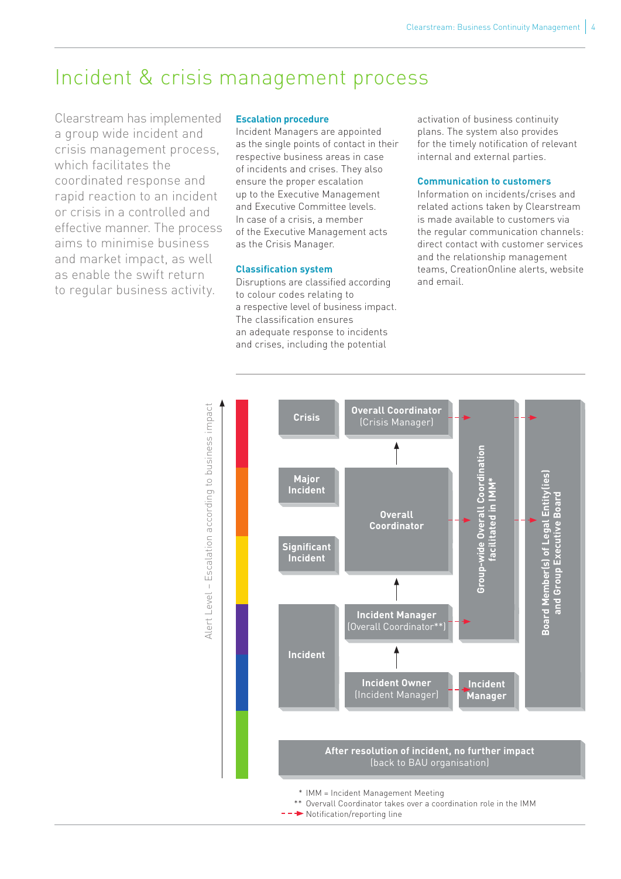# Incident & crisis management process

Clearstream has implemented a group wide incident and crisis management process, which facilitates the coordinated response and rapid reaction to an incident or crisis in a controlled and effective manner. The process aims to minimise business and market impact, as well as enable the swift return to regular business activity.

### Escalation procedure

Incident Managers are appointed as the single points of contact in their respective business areas in case of incidents and crises. They also ensure the proper escalation up to the Executive Management and Executive Committee levels. In case of a crisis, a member of the Executive Management acts as the Crisis Manager.

### Classification system

Disruptions are classified according to colour codes relating to a respective level of business impact. The classification ensures an adequate response to incidents and crises, including the potential activation of business continuity plans. The system also provides for the timely notification of relevant internal and external parties.

### Communication to customers

Information on incidents/crises and related actions taken by Clearstream is made available to customers via the regular communication channels: direct contact with customer services and the relationship management teams, CreationOnline alerts, website and email.

Alert Level – Escalation according to business impact

Crisis

Overall Coordinator (Crisis Manager)

Major Incident

Significant Incident

Overall Coordinator

Incident

Incident Manager (Overall Coordinator**)

Incident Owner (Incident Manager)

Incident Manager

Group-wide Overall Coordination facilitated in IMM*

Board Member(s) of Legal Entity(ies) and Group Executive Board

After resolution of incident, no further impact (back to BAU organisation)

\* IMM = Incident Management Meeting

\** Overall Coordinator takes over a coordination role in the IMM

Notification/reporting line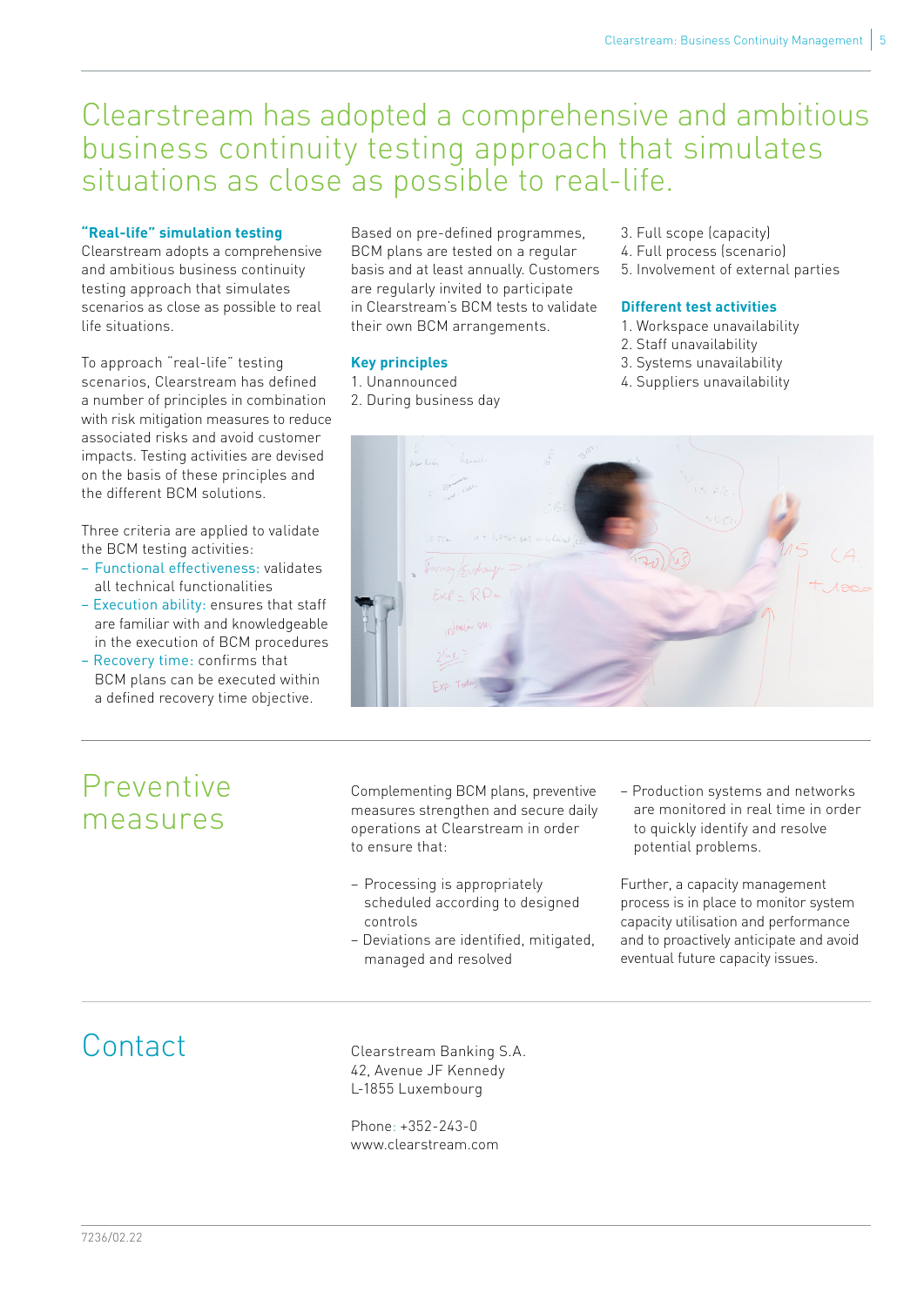# Clearstream has adopted a comprehensive and ambitious business continuity testing approach that simulates situations as close as possible to real-life.

### "Real-life" simulation testing

Clearstream adopts a comprehensive and ambitious business continuity testing approach that simulates scenarios as close as possible to real life situations.

To approach "real-life" testing scenarios, Clearstream has defined a number of principles in combination with risk mitigation measures to reduce associated risks and avoid customer impacts. Testing activities are devised on the basis of these principles and the different BCM solutions.

Three criteria are applied to validate the BCM testing activities:

- Functional effectiveness: validates all technical functionalities
- Execution ability: ensures that staff are familiar with and knowledgeable in the execution of BCM procedures
- Recovery time: confirms that BCM plans can be executed within a defined recovery time objective.

Based on pre-defined programmes, BCM plans are tested on a regular basis and at least annually. Customers are regularly invited to participate in Clearstream's BCM tests to validate their own BCM arrangements.

### Key principles

1. Unannounced
2. During business day
3. Full scope (capacity)
4. Full process (scenario)
5. Involvement of external parties

### Different test activities

1. Workspace unavailability
2. Staff unavailability
3. Systems unavailability
4. Suppliers unavailability

## Preventive measures

Complementing BCM plans, preventive measures strengthen and secure daily operations at Clearstream in order to ensure that:

- Processing is appropriately scheduled according to designed controls
- Deviations are identified, mitigated, managed and resolved
- Production systems and networks are monitored in real time in order to quickly identify and resolve potential problems.

Further, a capacity management process is in place to monitor system capacity utilisation and performance and to proactively anticipate and avoid eventual future capacity issues.

## Contact

Clearstream Banking S.A.
42, Avenue JF Kennedy
L-1855 Luxembourg

Phone: +352-243-0
www.clearstream.com

7236/02.22